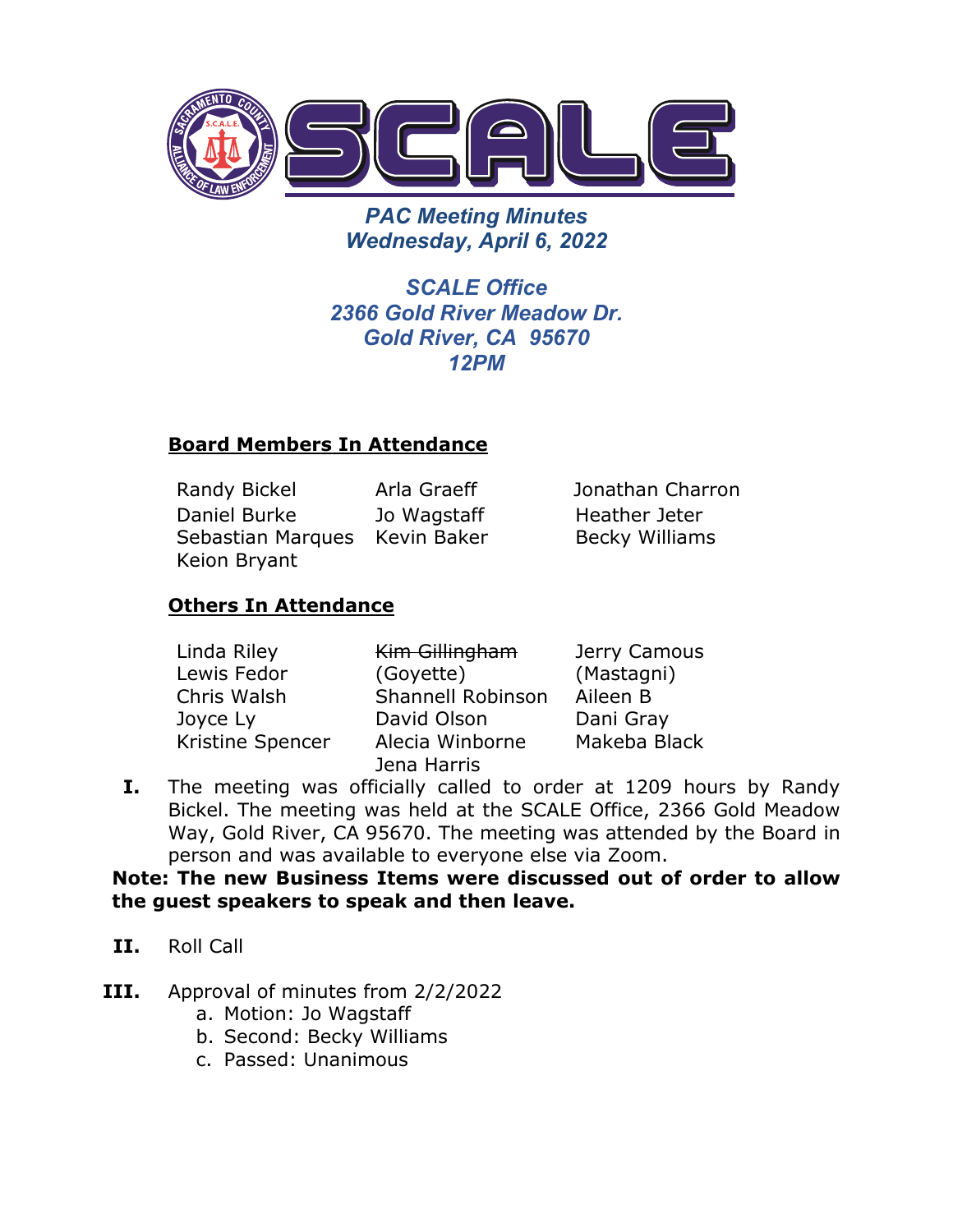# PAC Meeting Minutes
## Wednesday, April 6, 2022

**SCALE Office**
**2366 Gold River Meadow Dr.**
**Gold River, CA 95670**
**12PM**

## Board Members In Attendance

Randy Bickel
Daniel Burke
Sebastian Marques
Keion Bryant
Arla Graeff
Jo Wagstaff
Kevin Baker
Jonathan Charron
Heather Jeter
Becky Williams

## Others In Attendance

Linda Riley
Lewis Fedor
Chris Walsh
Joyce Ly
Kristine Spencer
~~Kim Gillingham~~
(Goyette)
Shannell Robinson
David Olson
Alecia Winborne
Jena Harris
Jerry Camous
(Mastagni)
Aileen B
Dani Gray
Makeba Black

**I.** The meeting was officially called to order at 1209 hours by Randy Bickel. The meeting was held at the SCALE Office, 2366 Gold Meadow Way, Gold River, CA 95670. The meeting was attended by the Board in person and was available to everyone else via Zoom.

**Note: The new Business Items were discussed out of order to allow the guest speakers to speak and then leave.**

**II.** Roll Call

**III.** Approval of minutes from 2/2/2022

a. Motion: Jo Wagstaff
b. Second: Becky Williams
c. Passed: Unanimous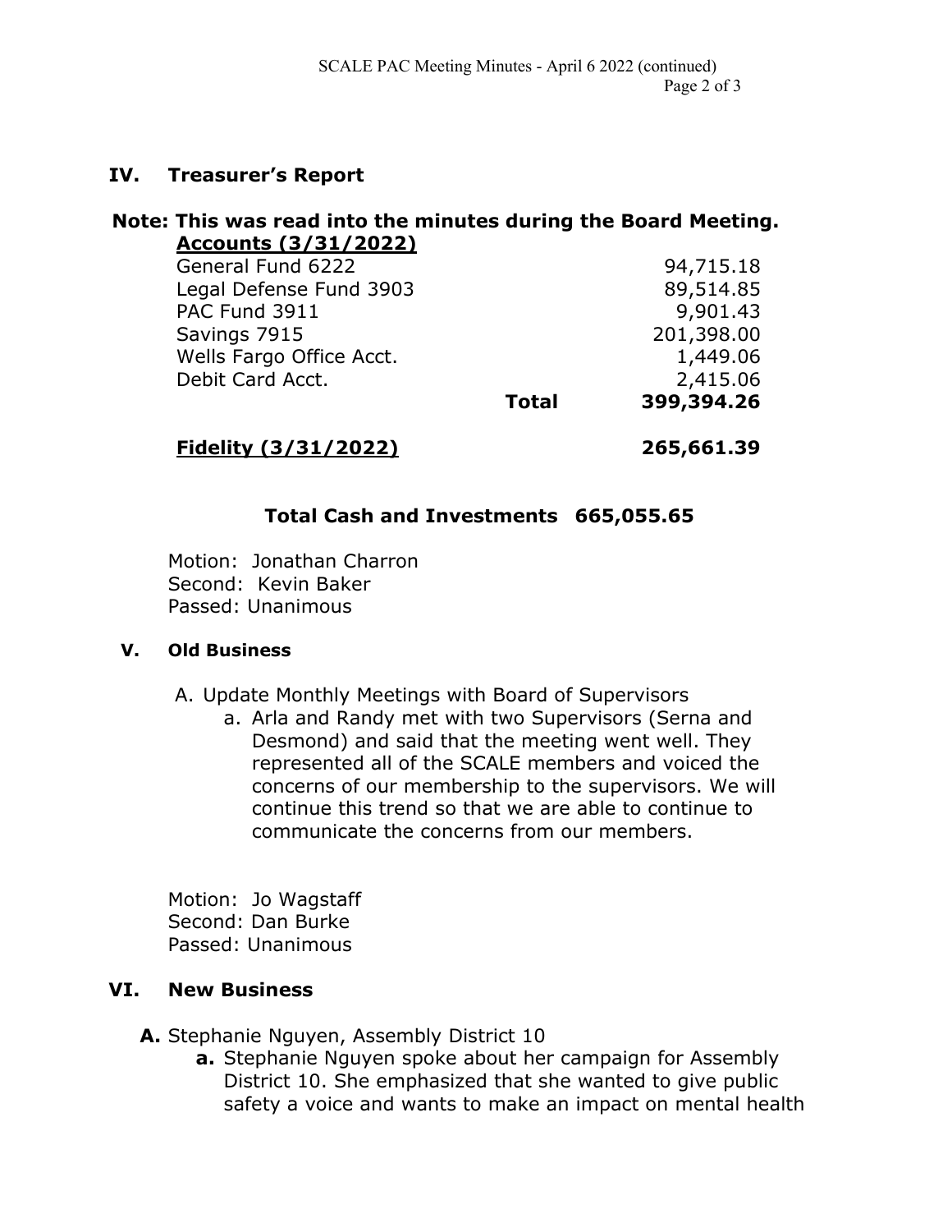## IV. Treasurer's Report

**Note: This was read into the minutes during the Board Meeting.**

| **Accounts (3/31/2022)** | | |
|---|---|---|
| General Fund 6222 | | 94,715.18 |
| Legal Defense Fund 3903 | | 89,514.85 |
| PAC Fund 3911 | | 9,901.43 |
| Savings 7915 | | 201,398.00 |
| Wells Fargo Office Acct. | | 1,449.06 |
| Debit Card Acct. | | 2,415.06 |
| | **Total** | **399,394.26** |
| **Fidelity (3/31/2022)** | | **265,661.39** |

**Total Cash and Investments 665,055.65**

Motion: Jonathan Charron
Second: Kevin Baker
Passed: Unanimous

## V. Old Business

A. Update Monthly Meetings with Board of Supervisors

a. Arla and Randy met with two Supervisors (Serna and Desmond) and said that the meeting went well. They represented all of the SCALE members and voiced the concerns of our membership to the supervisors. We will continue this trend so that we are able to continue to communicate the concerns from our members.

Motion: Jo Wagstaff
Second: Dan Burke
Passed: Unanimous

## VI. New Business

**A.** Stephanie Nguyen, Assembly District 10

**a.** Stephanie Nguyen spoke about her campaign for Assembly District 10. She emphasized that she wanted to give public safety a voice and wants to make an impact on mental health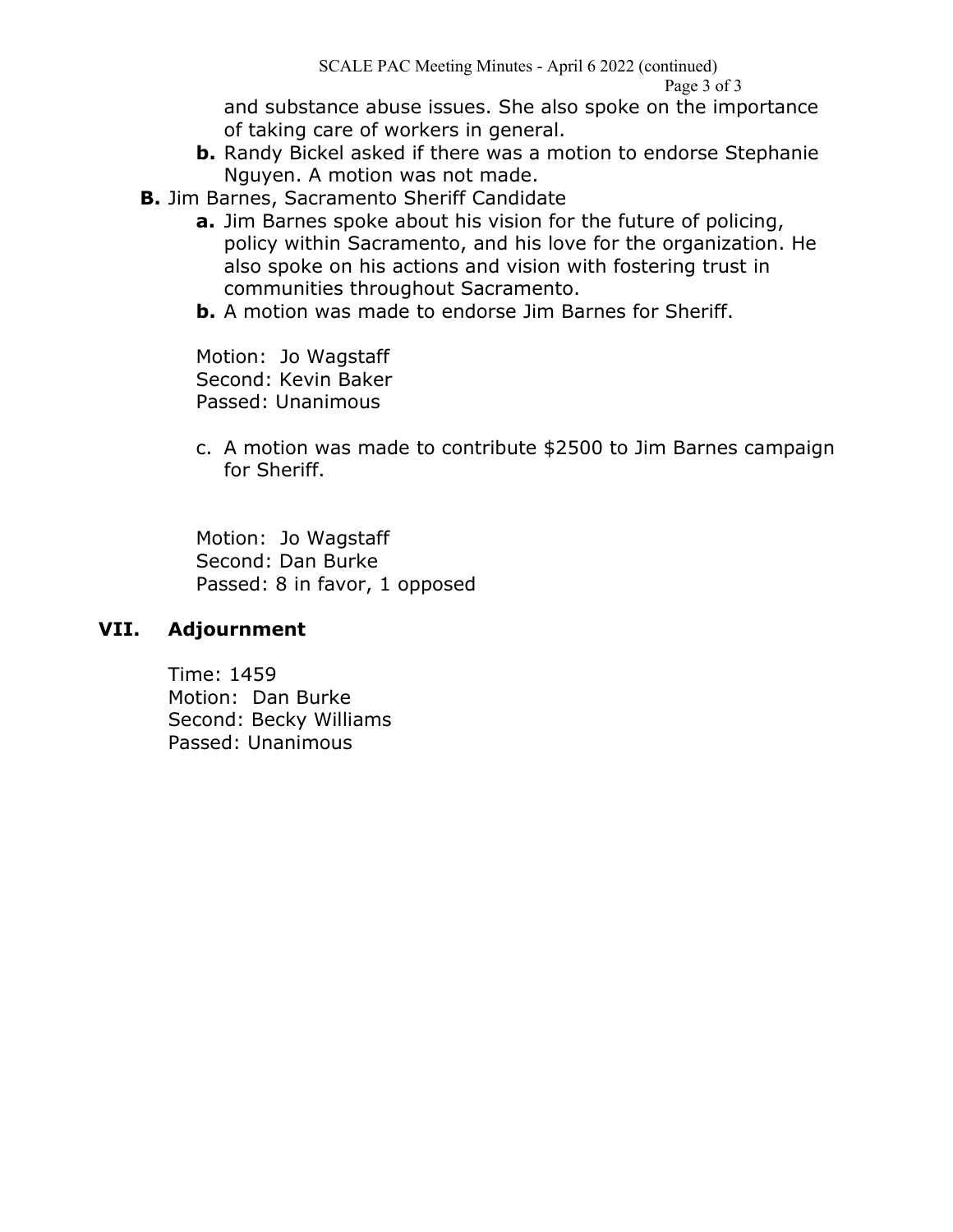and substance abuse issues. She also spoke on the importance of taking care of workers in general.

**b.** Randy Bickel asked if there was a motion to endorse Stephanie Nguyen. A motion was not made.

**B.** Jim Barnes, Sacramento Sheriff Candidate

**a.** Jim Barnes spoke about his vision for the future of policing, policy within Sacramento, and his love for the organization. He also spoke on his actions and vision with fostering trust in communities throughout Sacramento.

**b.** A motion was made to endorse Jim Barnes for Sheriff.

Motion: Jo Wagstaff
Second: Kevin Baker
Passed: Unanimous

c. A motion was made to contribute $2500 to Jim Barnes campaign for Sheriff.

Motion: Jo Wagstaff
Second: Dan Burke
Passed: 8 in favor, 1 opposed

## VII. Adjournment

Time: 1459
Motion: Dan Burke
Second: Becky Williams
Passed: Unanimous